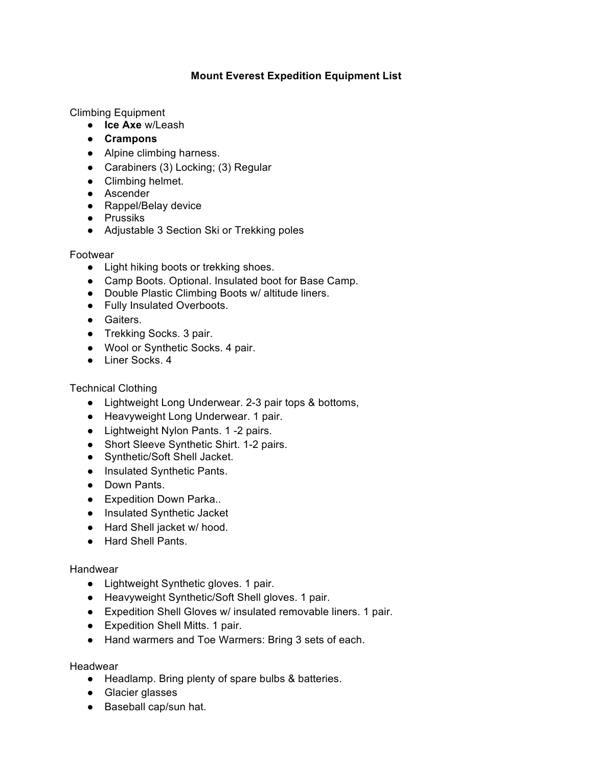# Mount Everest Expedition Equipment List

Climbing Equipment

- **Ice Axe** w/Leash
- **Crampons**
- Alpine climbing harness.
- Carabiners (3) Locking; (3) Regular
- Climbing helmet.
- Ascender
- Rappel/Belay device
- Prussiks
- Adjustable 3 Section Ski or Trekking poles

Footwear

- Light hiking boots or trekking shoes.
- Camp Boots. Optional. Insulated boot for Base Camp.
- Double Plastic Climbing Boots w/ altitude liners.
- Fully Insulated Overboots.
- Gaiters.
- Trekking Socks. 3 pair.
- Wool or Synthetic Socks. 4 pair.
- Liner Socks. 4

Technical Clothing

- Lightweight Long Underwear. 2-3 pair tops & bottoms,
- Heavyweight Long Underwear. 1 pair.
- Lightweight Nylon Pants. 1 -2 pairs.
- Short Sleeve Synthetic Shirt. 1-2 pairs.
- Synthetic/Soft Shell Jacket.
- Insulated Synthetic Pants.
- Down Pants.
- Expedition Down Parka..
- Insulated Synthetic Jacket
- Hard Shell jacket w/ hood.
- Hard Shell Pants.

Handwear

- Lightweight Synthetic gloves. 1 pair.
- Heavyweight Synthetic/Soft Shell gloves. 1 pair.
- Expedition Shell Gloves w/ insulated removable liners. 1 pair.
- Expedition Shell Mitts. 1 pair.
- Hand warmers and Toe Warmers: Bring 3 sets of each.

Headwear

- Headlamp. Bring plenty of spare bulbs & batteries.
- Glacier glasses
- Baseball cap/sun hat.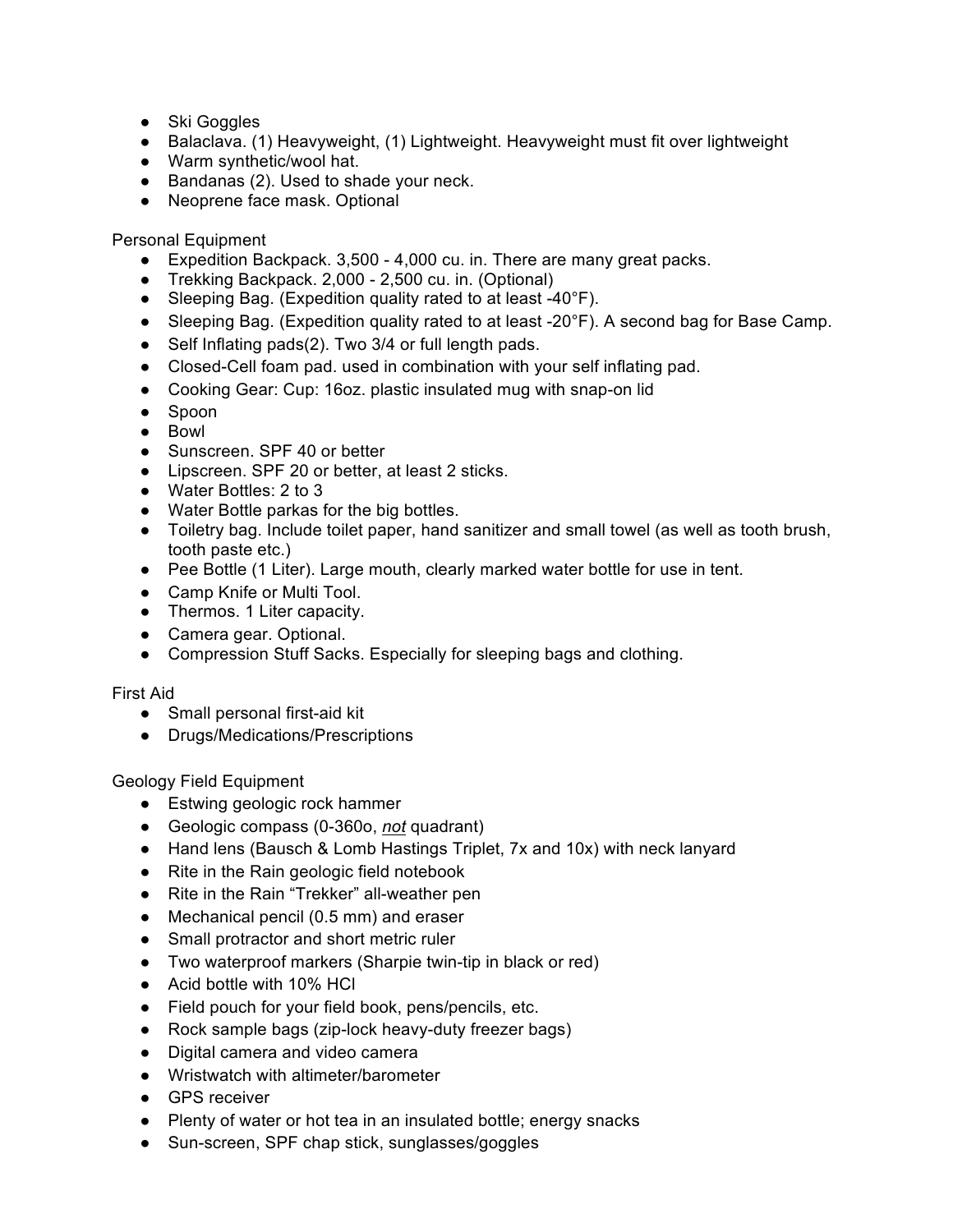- Ski Goggles
- Balaclava. (1) Heavyweight, (1) Lightweight. Heavyweight must fit over lightweight
- Warm synthetic/wool hat.
- Bandanas (2). Used to shade your neck.
- Neoprene face mask. Optional

Personal Equipment

- Expedition Backpack. 3,500 - 4,000 cu. in. There are many great packs.
- Trekking Backpack. 2,000 - 2,500 cu. in. (Optional)
- Sleeping Bag. (Expedition quality rated to at least -40°F).
- Sleeping Bag. (Expedition quality rated to at least -20°F). A second bag for Base Camp.
- Self Inflating pads(2). Two 3/4 or full length pads.
- Closed-Cell foam pad. used in combination with your self inflating pad.
- Cooking Gear: Cup: 16oz. plastic insulated mug with snap-on lid
- Spoon
- Bowl
- Sunscreen. SPF 40 or better
- Lipscreen. SPF 20 or better, at least 2 sticks.
- Water Bottles: 2 to 3
- Water Bottle parkas for the big bottles.
- Toiletry bag. Include toilet paper, hand sanitizer and small towel (as well as tooth brush, tooth paste etc.)
- Pee Bottle (1 Liter). Large mouth, clearly marked water bottle for use in tent.
- Camp Knife or Multi Tool.
- Thermos. 1 Liter capacity.
- Camera gear. Optional.
- Compression Stuff Sacks. Especially for sleeping bags and clothing.

First Aid

- Small personal first-aid kit
- Drugs/Medications/Prescriptions

Geology Field Equipment

- Estwing geologic rock hammer
- Geologic compass (0-360o, ***not*** quadrant)
- Hand lens (Bausch & Lomb Hastings Triplet, 7x and 10x) with neck lanyard
- Rite in the Rain geologic field notebook
- Rite in the Rain "Trekker" all-weather pen
- Mechanical pencil (0.5 mm) and eraser
- Small protractor and short metric ruler
- Two waterproof markers (Sharpie twin-tip in black or red)
- Acid bottle with 10% HCl
- Field pouch for your field book, pens/pencils, etc.
- Rock sample bags (zip-lock heavy-duty freezer bags)
- Digital camera and video camera
- Wristwatch with altimeter/barometer
- GPS receiver
- Plenty of water or hot tea in an insulated bottle; energy snacks
- Sun-screen, SPF chap stick, sunglasses/goggles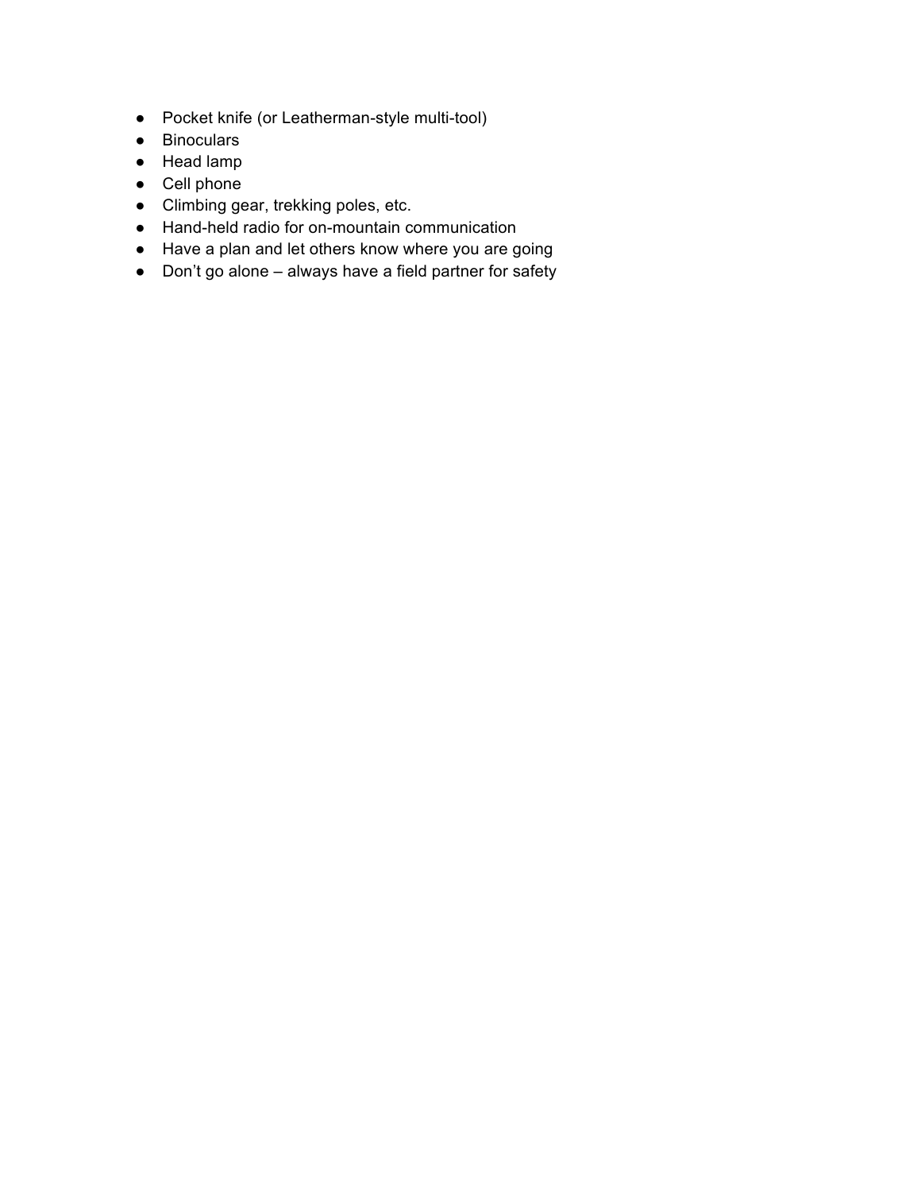- Pocket knife (or Leatherman-style multi-tool)
- Binoculars
- Head lamp
- Cell phone
- Climbing gear, trekking poles, etc.
- Hand-held radio for on-mountain communication
- Have a plan and let others know where you are going
- Don't go alone – always have a field partner for safety